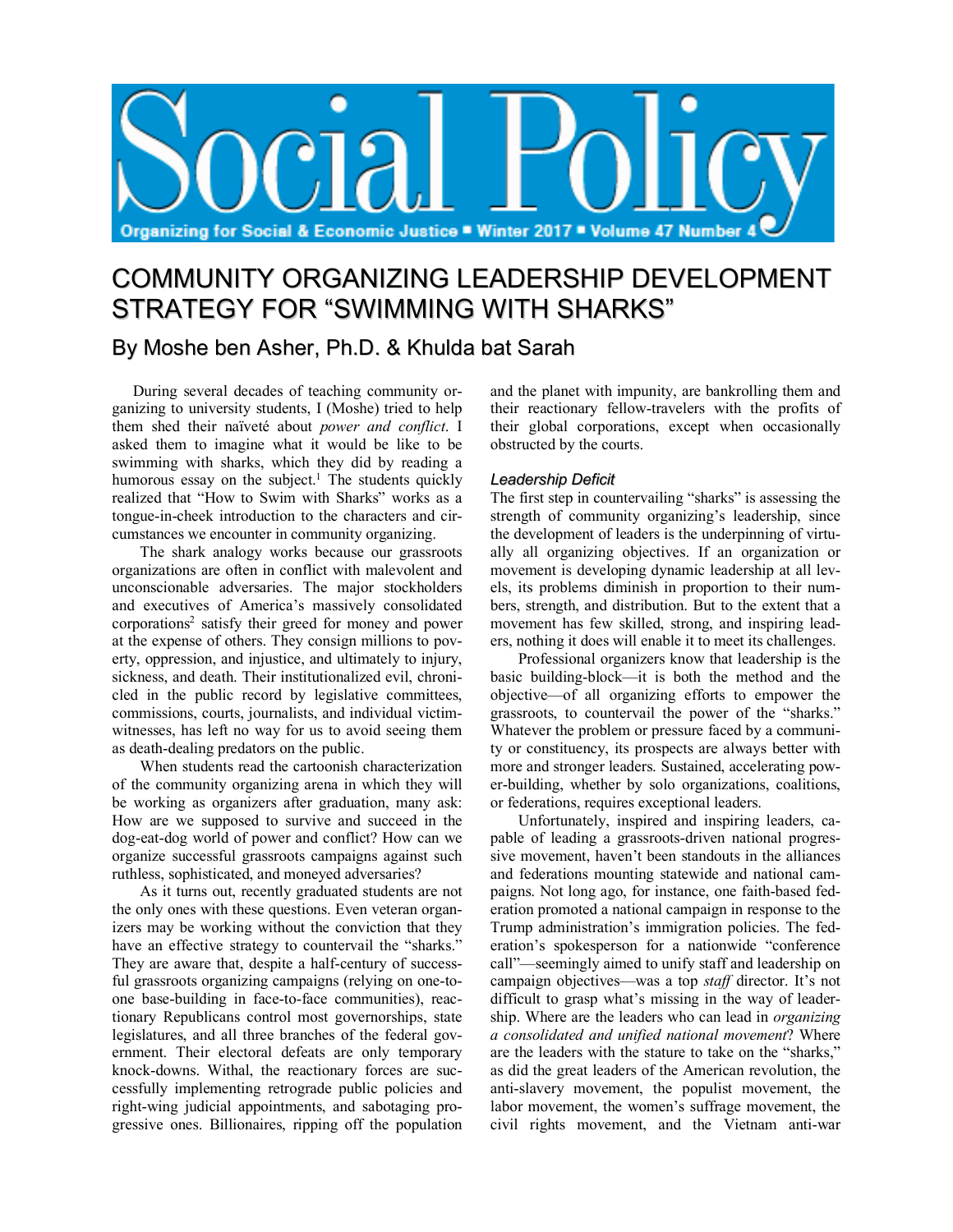# Social Policy

Organizing for Social & Economic Justice ■ Winter 2017 ■ Volume 47 Number 4

# COMMUNITY ORGANIZING LEADERSHIP DEVELOPMENT STRATEGY FOR "SWIMMING WITH SHARKS"

## By Moshe ben Asher, Ph.D. & Khulda bat Sarah

During several decades of teaching community organizing to university students, I (Moshe) tried to help them shed their naïveté about *power and conflict*. I asked them to imagine what it would be like to be swimming with sharks, which they did by reading a humorous essay on the subject.[1] The students quickly realized that "How to Swim with Sharks" works as a tongue-in-cheek introduction to the characters and circumstances we encounter in community organizing.

The shark analogy works because our grassroots organizations are often in conflict with malevolent and unconscionable adversaries. The major stockholders and executives of America's massively consolidated corporations[2] satisfy their greed for money and power at the expense of others. They consign millions to poverty, oppression, and injustice, and ultimately to injury, sickness, and death. Their institutionalized evil, chronicled in the public record by legislative committees, commissions, courts, journalists, and individual victim-witnesses, has left no way for us to avoid seeing them as death-dealing predators on the public.

When students read the cartoonish characterization of the community organizing arena in which they will be working as organizers after graduation, many ask: How are we supposed to survive and succeed in the dog-eat-dog world of power and conflict? How can we organize successful grassroots campaigns against such ruthless, sophisticated, and moneyed adversaries?

As it turns out, recently graduated students are not the only ones with these questions. Even veteran organizers may be working without the conviction that they have an effective strategy to countervail the "sharks." They are aware that, despite a half-century of successful grassroots organizing campaigns (relying on one-to-one base-building in face-to-face communities), reactionary Republicans control most governorships, state legislatures, and all three branches of the federal government. Their electoral defeats are only temporary knock-downs. Withal, the reactionary forces are successfully implementing retrograde public policies and right-wing judicial appointments, and sabotaging progressive ones. Billionaires, ripping off the population and the planet with impunity, are bankrolling them and their reactionary fellow-travelers with the profits of their global corporations, except when occasionally obstructed by the courts.

### *Leadership Deficit*

The first step in countervailing "sharks" is assessing the strength of community organizing's leadership, since the development of leaders is the underpinning of virtually all organizing objectives. If an organization or movement is developing dynamic leadership at all levels, its problems diminish in proportion to their numbers, strength, and distribution. But to the extent that a movement has few skilled, strong, and inspiring leaders, nothing it does will enable it to meet its challenges.

Professional organizers know that leadership is the basic building-block—it is both the method and the objective—of all organizing efforts to empower the grassroots, to countervail the power of the "sharks." Whatever the problem or pressure faced by a community or constituency, its prospects are always better with more and stronger leaders. Sustained, accelerating power-building, whether by solo organizations, coalitions, or federations, requires exceptional leaders.

Unfortunately, inspired and inspiring leaders, capable of leading a grassroots-driven national progressive movement, haven't been standouts in the alliances and federations mounting statewide and national campaigns. Not long ago, for instance, one faith-based federation promoted a national campaign in response to the Trump administration's immigration policies. The federation's spokesperson for a nationwide "conference call"—seemingly aimed to unify staff and leadership on campaign objectives—was a top *staff* director. It's not difficult to grasp what's missing in the way of leadership. Where are the leaders who can lead in *organizing a consolidated and unified national movement*? Where are the leaders with the stature to take on the "sharks," as did the great leaders of the American revolution, the anti-slavery movement, the populist movement, the labor movement, the women's suffrage movement, the civil rights movement, and the Vietnam anti-war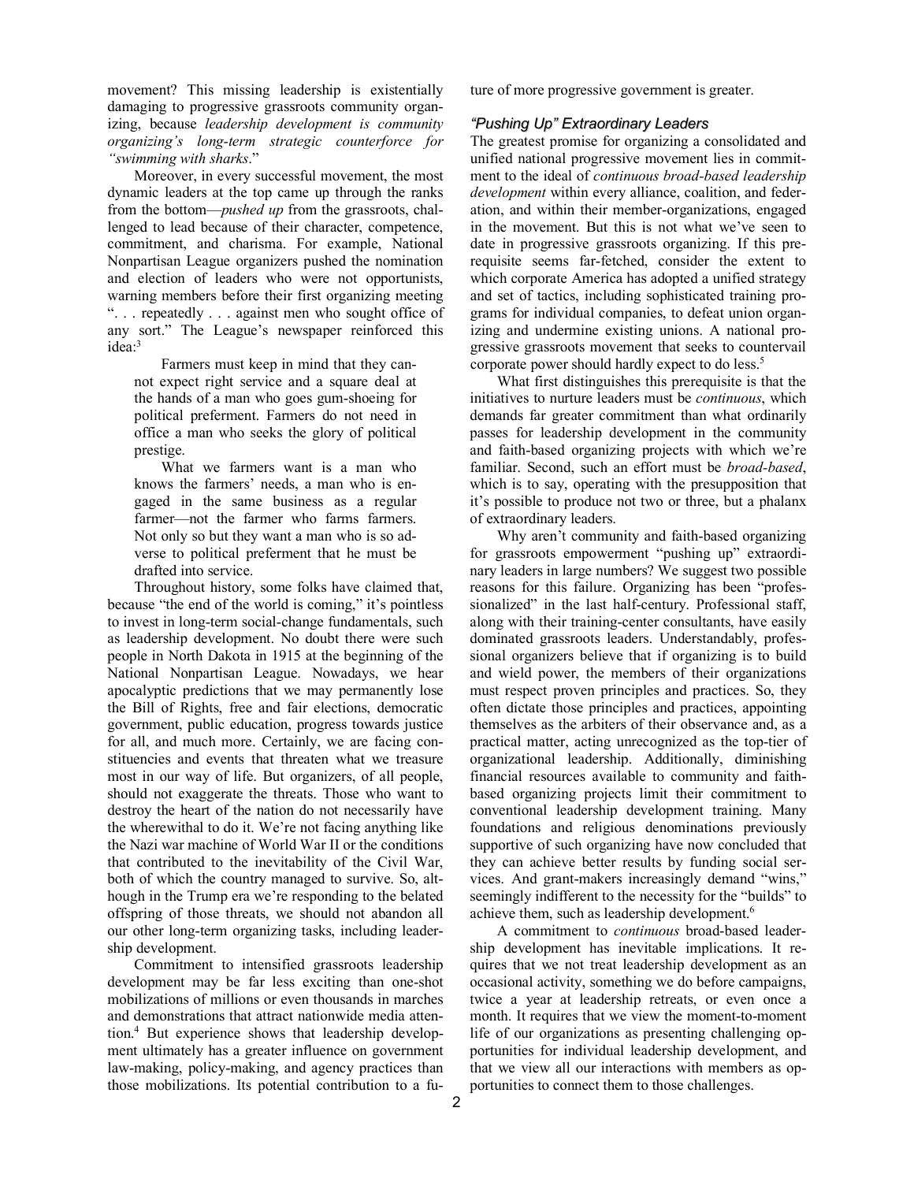movement? This missing leadership is existentially damaging to progressive grassroots community organizing, because *leadership development is community organizing's long-term strategic counterforce for "swimming with sharks*."

Moreover, in every successful movement, the most dynamic leaders at the top came up through the ranks from the bottom—*pushed up* from the grassroots, challenged to lead because of their character, competence, commitment, and charisma. For example, National Nonpartisan League organizers pushed the nomination and election of leaders who were not opportunists, warning members before their first organizing meeting ". . . repeatedly . . . against men who sought office of any sort." The League's newspaper reinforced this idea:[3]

> Farmers must keep in mind that they cannot expect right service and a square deal at the hands of a man who goes gum-shoeing for political preferment. Farmers do not need in office a man who seeks the glory of political prestige.
>
> What we farmers want is a man who knows the farmers' needs, a man who is engaged in the same business as a regular farmer—not the farmer who farms farmers. Not only so but they want a man who is so adverse to political preferment that he must be drafted into service.

Throughout history, some folks have claimed that, because "the end of the world is coming," it's pointless to invest in long-term social-change fundamentals, such as leadership development. No doubt there were such people in North Dakota in 1915 at the beginning of the National Nonpartisan League. Nowadays, we hear apocalyptic predictions that we may permanently lose the Bill of Rights, free and fair elections, democratic government, public education, progress towards justice for all, and much more. Certainly, we are facing constituencies and events that threaten what we treasure most in our way of life. But organizers, of all people, should not exaggerate the threats. Those who want to destroy the heart of the nation do not necessarily have the wherewithal to do it. We're not facing anything like the Nazi war machine of World War II or the conditions that contributed to the inevitability of the Civil War, both of which the country managed to survive. So, although in the Trump era we're responding to the belated offspring of those threats, we should not abandon all our other long-term organizing tasks, including leadership development.

Commitment to intensified grassroots leadership development may be far less exciting than one-shot mobilizations of millions or even thousands in marches and demonstrations that attract nationwide media attention.[4] But experience shows that leadership development ultimately has a greater influence on government law-making, policy-making, and agency practices than those mobilizations. Its potential contribution to a future of more progressive government is greater.

### *"Pushing Up" Extraordinary Leaders*

The greatest promise for organizing a consolidated and unified national progressive movement lies in commitment to the ideal of *continuous broad-based leadership development* within every alliance, coalition, and federation, and within their member-organizations, engaged in the movement. But this is not what we've seen to date in progressive grassroots organizing. If this prerequisite seems far-fetched, consider the extent to which corporate America has adopted a unified strategy and set of tactics, including sophisticated training programs for individual companies, to defeat union organizing and undermine existing unions. A national progressive grassroots movement that seeks to countervail corporate power should hardly expect to do less.[5]

What first distinguishes this prerequisite is that the initiatives to nurture leaders must be *continuous*, which demands far greater commitment than what ordinarily passes for leadership development in the community and faith-based organizing projects with which we're familiar. Second, such an effort must be *broad-based*, which is to say, operating with the presupposition that it's possible to produce not two or three, but a phalanx of extraordinary leaders.

Why aren't community and faith-based organizing for grassroots empowerment "pushing up" extraordinary leaders in large numbers? We suggest two possible reasons for this failure. Organizing has been "professionalized" in the last half-century. Professional staff, along with their training-center consultants, have easily dominated grassroots leaders. Understandably, professional organizers believe that if organizing is to build and wield power, the members of their organizations must respect proven principles and practices. So, they often dictate those principles and practices, appointing themselves as the arbiters of their observance and, as a practical matter, acting unrecognized as the top-tier of organizational leadership. Additionally, diminishing financial resources available to community and faith-based organizing projects limit their commitment to conventional leadership development training. Many foundations and religious denominations previously supportive of such organizing have now concluded that they can achieve better results by funding social services. And grant-makers increasingly demand "wins," seemingly indifferent to the necessity for the "builds" to achieve them, such as leadership development.[6]

A commitment to *continuous* broad-based leadership development has inevitable implications. It requires that we not treat leadership development as an occasional activity, something we do before campaigns, twice a year at leadership retreats, or even once a month. It requires that we view the moment-to-moment life of our organizations as presenting challenging opportunities for individual leadership development, and that we view all our interactions with members as opportunities to connect them to those challenges.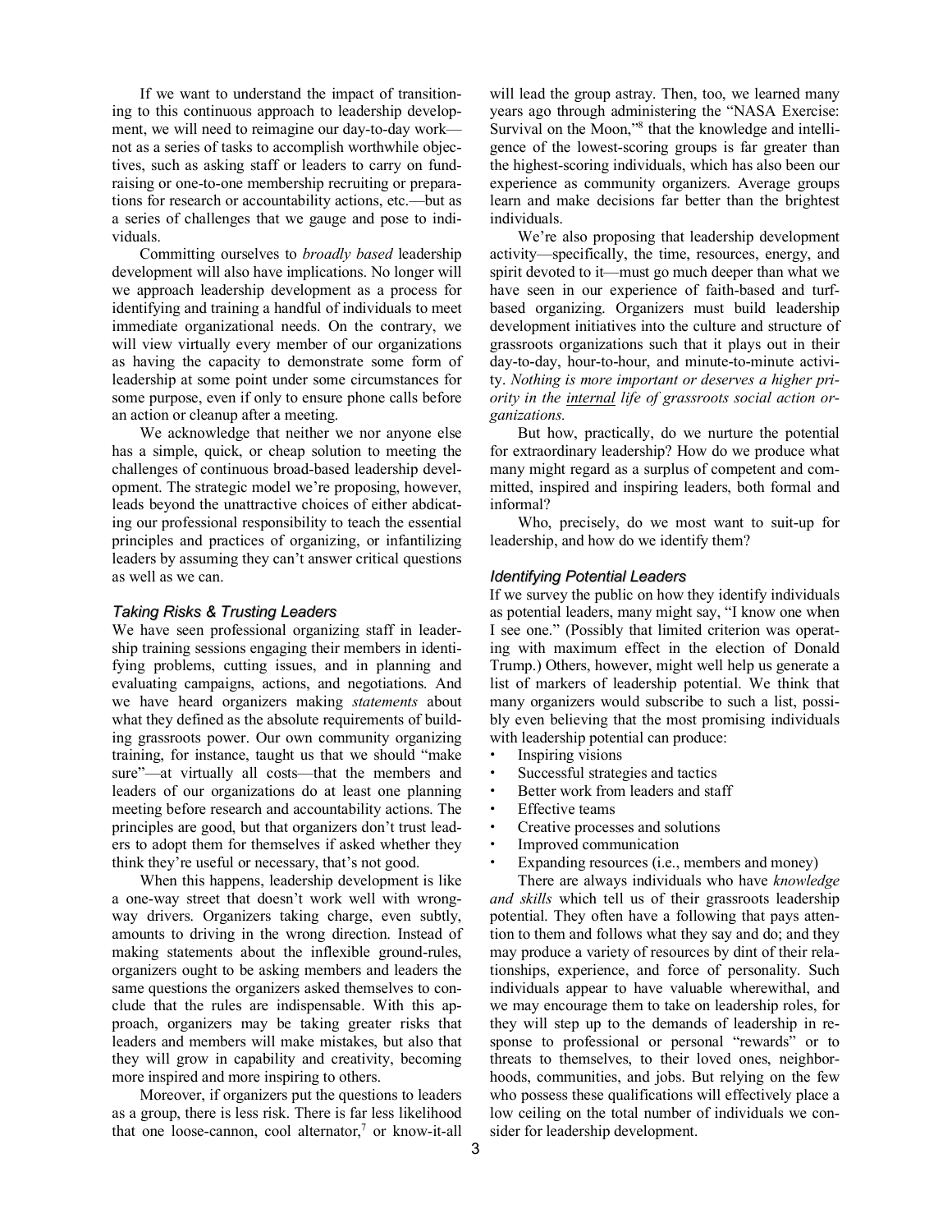If we want to understand the impact of transitioning to this continuous approach to leadership development, we will need to reimagine our day-to-day work—not as a series of tasks to accomplish worthwhile objectives, such as asking staff or leaders to carry on fundraising or one-to-one membership recruiting or preparations for research or accountability actions, etc.—but as a series of challenges that we gauge and pose to individuals.

Committing ourselves to *broadly based* leadership development will also have implications. No longer will we approach leadership development as a process for identifying and training a handful of individuals to meet immediate organizational needs. On the contrary, we will view virtually every member of our organizations as having the capacity to demonstrate some form of leadership at some point under some circumstances for some purpose, even if only to ensure phone calls before an action or cleanup after a meeting.

We acknowledge that neither we nor anyone else has a simple, quick, or cheap solution to meeting the challenges of continuous broad-based leadership development. The strategic model we're proposing, however, leads beyond the unattractive choices of either abdicating our professional responsibility to teach the essential principles and practices of organizing, or infantilizing leaders by assuming they can't answer critical questions as well as we can.

### *Taking Risks & Trusting Leaders*

We have seen professional organizing staff in leadership training sessions engaging their members in identifying problems, cutting issues, and in planning and evaluating campaigns, actions, and negotiations. And we have heard organizers making *statements* about what they defined as the absolute requirements of building grassroots power. Our own community organizing training, for instance, taught us that we should "make sure"—at virtually all costs—that the members and leaders of our organizations do at least one planning meeting before research and accountability actions. The principles are good, but that organizers don't trust leaders to adopt them for themselves if asked whether they think they're useful or necessary, that's not good.

When this happens, leadership development is like a one-way street that doesn't work well with wrong-way drivers. Organizers taking charge, even subtly, amounts to driving in the wrong direction. Instead of making statements about the inflexible ground-rules, organizers ought to be asking members and leaders the same questions the organizers asked themselves to conclude that the rules are indispensable. With this approach, organizers may be taking greater risks that leaders and members will make mistakes, but also that they will grow in capability and creativity, becoming more inspired and more inspiring to others.

Moreover, if organizers put the questions to leaders as a group, there is less risk. There is far less likelihood that one loose-cannon, cool alternator,[7] or know-it-all will lead the group astray. Then, too, we learned many years ago through administering the "NASA Exercise: Survival on the Moon,"[8] that the knowledge and intelligence of the lowest-scoring groups is far greater than the highest-scoring individuals, which has also been our experience as community organizers. Average groups learn and make decisions far better than the brightest individuals.

We're also proposing that leadership development activity—specifically, the time, resources, energy, and spirit devoted to it—must go much deeper than what we have seen in our experience of faith-based and turf-based organizing. Organizers must build leadership development initiatives into the culture and structure of grassroots organizations such that it plays out in their day-to-day, hour-to-hour, and minute-to-minute activity. *Nothing is more important or deserves a higher priority in the internal life of grassroots social action organizations.*

But how, practically, do we nurture the potential for extraordinary leadership? How do we produce what many might regard as a surplus of competent and committed, inspired and inspiring leaders, both formal and informal?

Who, precisely, do we most want to suit-up for leadership, and how do we identify them?

### *Identifying Potential Leaders*

If we survey the public on how they identify individuals as potential leaders, many might say, "I know one when I see one." (Possibly that limited criterion was operating with maximum effect in the election of Donald Trump.) Others, however, might well help us generate a list of markers of leadership potential. We think that many organizers would subscribe to such a list, possibly even believing that the most promising individuals with leadership potential can produce:

- Inspiring visions
- Successful strategies and tactics
- Better work from leaders and staff
- Effective teams
- Creative processes and solutions
- Improved communication
- Expanding resources (i.e., members and money)

There are always individuals who have *knowledge and skills* which tell us of their grassroots leadership potential. They often have a following that pays attention to them and follows what they say and do; and they may produce a variety of resources by dint of their relationships, experience, and force of personality. Such individuals appear to have valuable wherewithal, and we may encourage them to take on leadership roles, for they will step up to the demands of leadership in response to professional or personal "rewards" or to threats to themselves, to their loved ones, neighborhoods, communities, and jobs. But relying on the few who possess these qualifications will effectively place a low ceiling on the total number of individuals we consider for leadership development.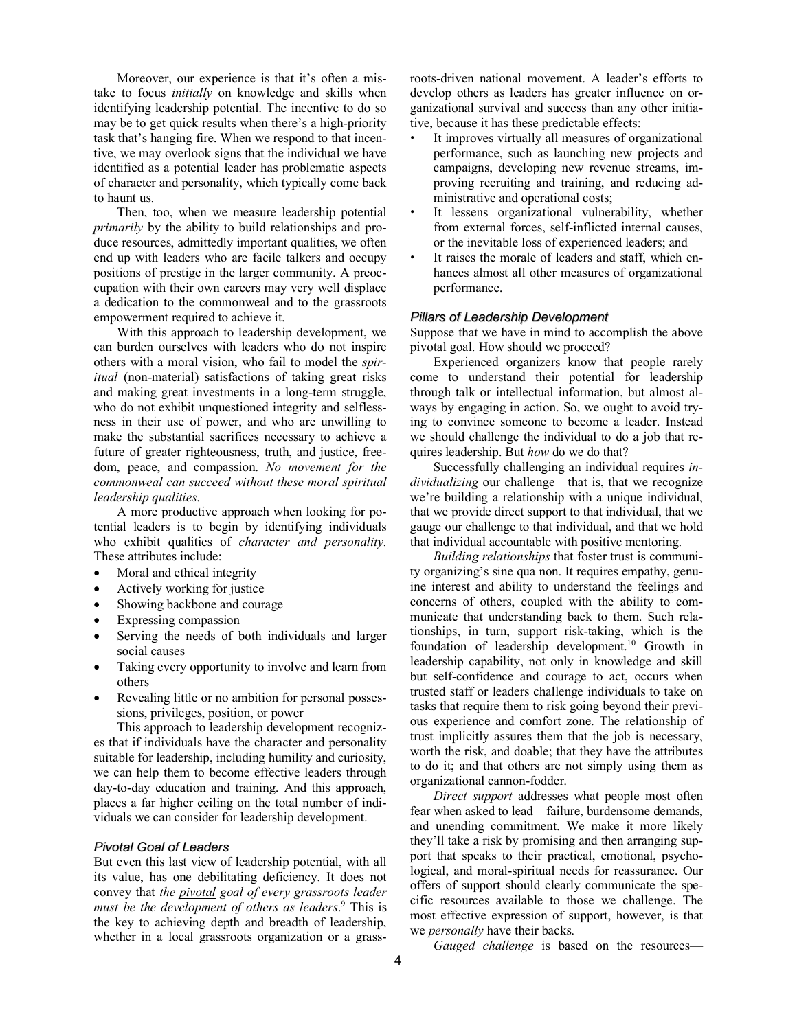Moreover, our experience is that it's often a mistake to focus *initially* on knowledge and skills when identifying leadership potential. The incentive to do so may be to get quick results when there's a high-priority task that's hanging fire. When we respond to that incentive, we may overlook signs that the individual we have identified as a potential leader has problematic aspects of character and personality, which typically come back to haunt us.

Then, too, when we measure leadership potential *primarily* by the ability to build relationships and produce resources, admittedly important qualities, we often end up with leaders who are facile talkers and occupy positions of prestige in the larger community. A preoccupation with their own careers may very well displace a dedication to the commonweal and to the grassroots empowerment required to achieve it.

With this approach to leadership development, we can burden ourselves with leaders who do not inspire others with a moral vision, who fail to model the *spiritual* (non-material) satisfactions of taking great risks and making great investments in a long-term struggle, who do not exhibit unquestioned integrity and selflessness in their use of power, and who are unwilling to make the substantial sacrifices necessary to achieve a future of greater righteousness, truth, and justice, freedom, peace, and compassion. *No movement for the <u>commonweal</u> can succeed without these moral spiritual leadership qualities.*

A more productive approach when looking for potential leaders is to begin by identifying individuals who exhibit qualities of *character and personality*. These attributes include:

- Moral and ethical integrity
- Actively working for justice
- Showing backbone and courage
- Expressing compassion
- Serving the needs of both individuals and larger social causes
- Taking every opportunity to involve and learn from others
- Revealing little or no ambition for personal possessions, privileges, position, or power

This approach to leadership development recognizes that if individuals have the character and personality suitable for leadership, including humility and curiosity, we can help them to become effective leaders through day-to-day education and training. And this approach, places a far higher ceiling on the total number of individuals we can consider for leadership development.

### *Pivotal Goal of Leaders*

But even this last view of leadership potential, with all its value, has one debilitating deficiency. It does not convey that *the <u>pivotal</u> goal of every grassroots leader must be the development of others as leaders*.[9] This is the key to achieving depth and breadth of leadership, whether in a local grassroots organization or a grassroots-driven national movement. A leader's efforts to develop others as leaders has greater influence on organizational survival and success than any other initiative, because it has these predictable effects:

- It improves virtually all measures of organizational performance, such as launching new projects and campaigns, developing new revenue streams, improving recruiting and training, and reducing administrative and operational costs;
- It lessens organizational vulnerability, whether from external forces, self-inflicted internal causes, or the inevitable loss of experienced leaders; and
- It raises the morale of leaders and staff, which enhances almost all other measures of organizational performance.

### *Pillars of Leadership Development*

Suppose that we have in mind to accomplish the above pivotal goal. How should we proceed?

Experienced organizers know that people rarely come to understand their potential for leadership through talk or intellectual information, but almost always by engaging in action. So, we ought to avoid trying to convince someone to become a leader. Instead we should challenge the individual to do a job that requires leadership. But *how* do we do that?

Successfully challenging an individual requires *individualizing* our challenge—that is, that we recognize we're building a relationship with a unique individual, that we provide direct support to that individual, that we gauge our challenge to that individual, and that we hold that individual accountable with positive mentoring.

*Building relationships* that foster trust is community organizing's sine qua non. It requires empathy, genuine interest and ability to understand the feelings and concerns of others, coupled with the ability to communicate that understanding back to them. Such relationships, in turn, support risk-taking, which is the foundation of leadership development.[10] Growth in leadership capability, not only in knowledge and skill but self-confidence and courage to act, occurs when trusted staff or leaders challenge individuals to take on tasks that require them to risk going beyond their previous experience and comfort zone. The relationship of trust implicitly assures them that the job is necessary, worth the risk, and doable; that they have the attributes to do it; and that others are not simply using them as organizational cannon-fodder.

*Direct support* addresses what people most often fear when asked to lead—failure, burdensome demands, and unending commitment. We make it more likely they'll take a risk by promising and then arranging support that speaks to their practical, emotional, psychological, and moral-spiritual needs for reassurance. Our offers of support should clearly communicate the specific resources available to those we challenge. The most effective expression of support, however, is that we *personally* have their backs.

*Gauged challenge* is based on the resources—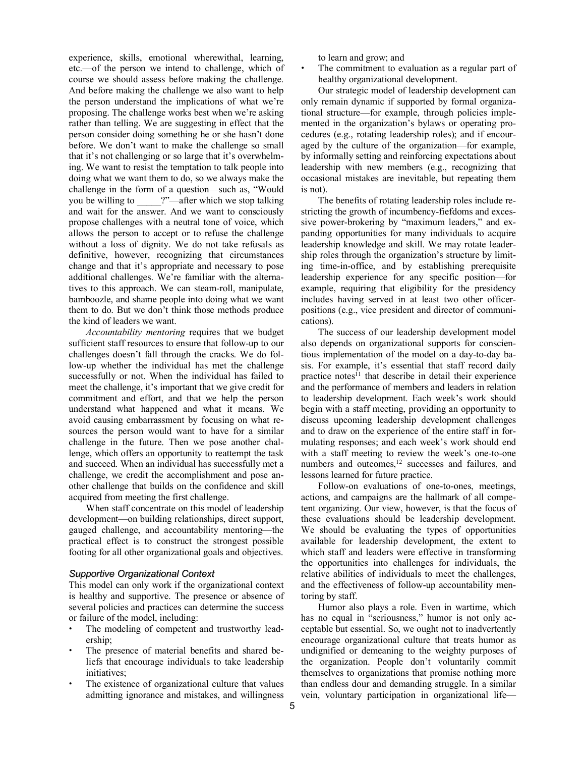experience, skills, emotional wherewithal, learning, etc.—of the person we intend to challenge, which of course we should assess before making the challenge. And before making the challenge we also want to help the person understand the implications of what we're proposing. The challenge works best when we're asking rather than telling. We are suggesting in effect that the person consider doing something he or she hasn't done before. We don't want to make the challenge so small that it's not challenging or so large that it's overwhelming. We want to resist the temptation to talk people into doing what we want them to do, so we always make the challenge in the form of a question—such as, "Would you be willing to _____?"—after which we stop talking and wait for the answer. And we want to consciously propose challenges with a neutral tone of voice, which allows the person to accept or to refuse the challenge without a loss of dignity. We do not take refusals as definitive, however, recognizing that circumstances change and that it's appropriate and necessary to pose additional challenges. We're familiar with the alternatives to this approach. We can steam-roll, manipulate, bamboozle, and shame people into doing what we want them to do. But we don't think those methods produce the kind of leaders we want.

*Accountability mentoring* requires that we budget sufficient staff resources to ensure that follow-up to our challenges doesn't fall through the cracks. We do follow-up whether the individual has met the challenge successfully or not. When the individual has failed to meet the challenge, it's important that we give credit for commitment and effort, and that we help the person understand what happened and what it means. We avoid causing embarrassment by focusing on what resources the person would want to have for a similar challenge in the future. Then we pose another challenge, which offers an opportunity to reattempt the task and succeed. When an individual has successfully met a challenge, we credit the accomplishment and pose another challenge that builds on the confidence and skill acquired from meeting the first challenge.

When staff concentrate on this model of leadership development—on building relationships, direct support, gauged challenge, and accountability mentoring—the practical effect is to construct the strongest possible footing for all other organizational goals and objectives.

### *Supportive Organizational Context*

This model can only work if the organizational context is healthy and supportive. The presence or absence of several policies and practices can determine the success or failure of the model, including:

- The modeling of competent and trustworthy leadership;
- The presence of material benefits and shared beliefs that encourage individuals to take leadership initiatives;
- The existence of organizational culture that values admitting ignorance and mistakes, and willingness to learn and grow; and
- The commitment to evaluation as a regular part of healthy organizational development.

Our strategic model of leadership development can only remain dynamic if supported by formal organizational structure—for example, through policies implemented in the organization's bylaws or operating procedures (e.g., rotating leadership roles); and if encouraged by the culture of the organization—for example, by informally setting and reinforcing expectations about leadership with new members (e.g., recognizing that occasional mistakes are inevitable, but repeating them is not).

The benefits of rotating leadership roles include restricting the growth of incumbency-fiefdoms and excessive power-brokering by "maximum leaders," and expanding opportunities for many individuals to acquire leadership knowledge and skill. We may rotate leadership roles through the organization's structure by limiting time-in-office, and by establishing prerequisite leadership experience for any specific position—for example, requiring that eligibility for the presidency includes having served in at least two other officer-positions (e.g., vice president and director of communications).

The success of our leadership development model also depends on organizational supports for conscientious implementation of the model on a day-to-day basis. For example, it's essential that staff record daily practice notes[11] that describe in detail their experience and the performance of members and leaders in relation to leadership development. Each week's work should begin with a staff meeting, providing an opportunity to discuss upcoming leadership development challenges and to draw on the experience of the entire staff in formulating responses; and each week's work should end with a staff meeting to review the week's one-to-one numbers and outcomes,[12] successes and failures, and lessons learned for future practice.

Follow-on evaluations of one-to-ones, meetings, actions, and campaigns are the hallmark of all competent organizing. Our view, however, is that the focus of these evaluations should be leadership development. We should be evaluating the types of opportunities available for leadership development, the extent to which staff and leaders were effective in transforming the opportunities into challenges for individuals, the relative abilities of individuals to meet the challenges, and the effectiveness of follow-up accountability mentoring by staff.

Humor also plays a role. Even in wartime, which has no equal in "seriousness," humor is not only acceptable but essential. So, we ought not to inadvertently encourage organizational culture that treats humor as undignified or demeaning to the weighty purposes of the organization. People don't voluntarily commit themselves to organizations that promise nothing more than endless dour and demanding struggle. In a similar vein, voluntary participation in organizational life—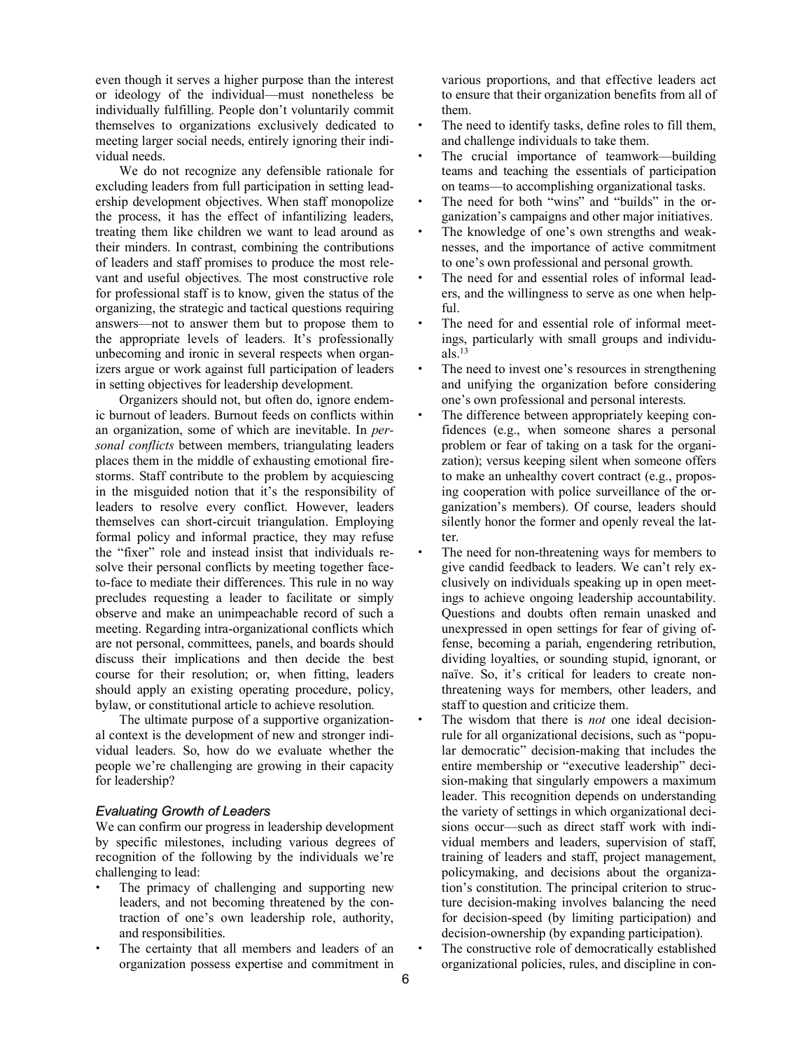even though it serves a higher purpose than the interest or ideology of the individual—must nonetheless be individually fulfilling. People don't voluntarily commit themselves to organizations exclusively dedicated to meeting larger social needs, entirely ignoring their individual needs.

We do not recognize any defensible rationale for excluding leaders from full participation in setting leadership development objectives. When staff monopolize the process, it has the effect of infantilizing leaders, treating them like children we want to lead around as their minders. In contrast, combining the contributions of leaders and staff promises to produce the most relevant and useful objectives. The most constructive role for professional staff is to know, given the status of the organizing, the strategic and tactical questions requiring answers—not to answer them but to propose them to the appropriate levels of leaders. It's professionally unbecoming and ironic in several respects when organizers argue or work against full participation of leaders in setting objectives for leadership development.

Organizers should not, but often do, ignore endemic burnout of leaders. Burnout feeds on conflicts within an organization, some of which are inevitable. In *personal conflicts* between members, triangulating leaders places them in the middle of exhausting emotional firestorms. Staff contribute to the problem by acquiescing in the misguided notion that it's the responsibility of leaders to resolve every conflict. However, leaders themselves can short-circuit triangulation. Employing formal policy and informal practice, they may refuse the "fixer" role and instead insist that individuals resolve their personal conflicts by meeting together face-to-face to mediate their differences. This rule in no way precludes requesting a leader to facilitate or simply observe and make an unimpeachable record of such a meeting. Regarding intra-organizational conflicts which are not personal, committees, panels, and boards should discuss their implications and then decide the best course for their resolution; or, when fitting, leaders should apply an existing operating procedure, policy, bylaw, or constitutional article to achieve resolution.

The ultimate purpose of a supportive organizational context is the development of new and stronger individual leaders. So, how do we evaluate whether the people we're challenging are growing in their capacity for leadership?

### *Evaluating Growth of Leaders*

We can confirm our progress in leadership development by specific milestones, including various degrees of recognition of the following by the individuals we're challenging to lead:

- The primacy of challenging and supporting new leaders, and not becoming threatened by the contraction of one's own leadership role, authority, and responsibilities.
- The certainty that all members and leaders of an organization possess expertise and commitment in various proportions, and that effective leaders act to ensure that their organization benefits from all of them.
- The need to identify tasks, define roles to fill them, and challenge individuals to take them.
- The crucial importance of teamwork—building teams and teaching the essentials of participation on teams—to accomplishing organizational tasks.
- The need for both "wins" and "builds" in the organization's campaigns and other major initiatives.
- The knowledge of one's own strengths and weaknesses, and the importance of active commitment to one's own professional and personal growth.
- The need for and essential roles of informal leaders, and the willingness to serve as one when helpful.
- The need for and essential role of informal meetings, particularly with small groups and individuals.[13]
- The need to invest one's resources in strengthening and unifying the organization before considering one's own professional and personal interests.
- The difference between appropriately keeping confidences (e.g., when someone shares a personal problem or fear of taking on a task for the organization); versus keeping silent when someone offers to make an unhealthy covert contract (e.g., proposing cooperation with police surveillance of the organization's members). Of course, leaders should silently honor the former and openly reveal the latter.
- The need for non-threatening ways for members to give candid feedback to leaders. We can't rely exclusively on individuals speaking up in open meetings to achieve ongoing leadership accountability. Questions and doubts often remain unasked and unexpressed in open settings for fear of giving offense, becoming a pariah, engendering retribution, dividing loyalties, or sounding stupid, ignorant, or naïve. So, it's critical for leaders to create non-threatening ways for members, other leaders, and staff to question and criticize them.
- The wisdom that there is *not* one ideal decision-rule for all organizational decisions, such as "popular democratic" decision-making that includes the entire membership or "executive leadership" decision-making that singularly empowers a maximum leader. This recognition depends on understanding the variety of settings in which organizational decisions occur—such as direct staff work with individual members and leaders, supervision of staff, training of leaders and staff, project management, policymaking, and decisions about the organization's constitution. The principal criterion to structure decision-making involves balancing the need for decision-speed (by limiting participation) and decision-ownership (by expanding participation).
- The constructive role of democratically established organizational policies, rules, and discipline in con-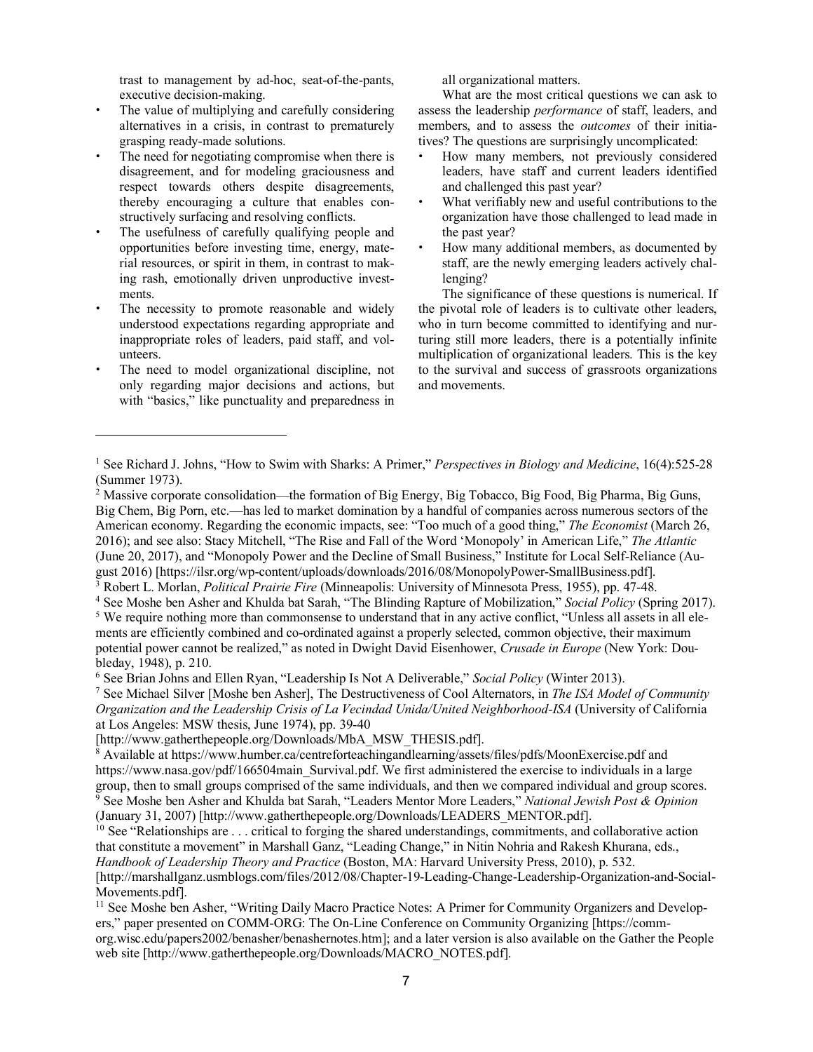trast to management by ad-hoc, seat-of-the-pants, executive decision-making.

- The value of multiplying and carefully considering alternatives in a crisis, in contrast to prematurely grasping ready-made solutions.
- The need for negotiating compromise when there is disagreement, and for modeling graciousness and respect towards others despite disagreements, thereby encouraging a culture that enables constructively surfacing and resolving conflicts.
- The usefulness of carefully qualifying people and opportunities before investing time, energy, material resources, or spirit in them, in contrast to making rash, emotionally driven unproductive investments.
- The necessity to promote reasonable and widely understood expectations regarding appropriate and inappropriate roles of leaders, paid staff, and volunteers.
- The need to model organizational discipline, not only regarding major decisions and actions, but with "basics," like punctuality and preparedness in all organizational matters.

What are the most critical questions we can ask to assess the leadership *performance* of staff, leaders, and members, and to assess the *outcomes* of their initiatives? The questions are surprisingly uncomplicated:

- How many members, not previously considered leaders, have staff and current leaders identified and challenged this past year?
- What verifiably new and useful contributions to the organization have those challenged to lead made in the past year?
- How many additional members, as documented by staff, are the newly emerging leaders actively challenging?

The significance of these questions is numerical. If the pivotal role of leaders is to cultivate other leaders, who in turn become committed to identifying and nurturing still more leaders, there is a potentially infinite multiplication of organizational leaders. This is the key to the survival and success of grassroots organizations and movements.

---

[1] See Richard J. Johns, "How to Swim with Sharks: A Primer," *Perspectives in Biology and Medicine*, 16(4):525-28 (Summer 1973).

[2] Massive corporate consolidation—the formation of Big Energy, Big Tobacco, Big Food, Big Pharma, Big Guns, Big Chem, Big Porn, etc.—has led to market domination by a handful of companies across numerous sectors of the American economy. Regarding the economic impacts, see: "Too much of a good thing," *The Economist* (March 26, 2016); and see also: Stacy Mitchell, "The Rise and Fall of the Word 'Monopoly' in American Life," *The Atlantic* (June 20, 2017), and "Monopoly Power and the Decline of Small Business," Institute for Local Self-Reliance (August 2016) [https://ilsr.org/wp-content/uploads/downloads/2016/08/MonopolyPower-SmallBusiness.pdf].

[3] Robert L. Morlan, *Political Prairie Fire* (Minneapolis: University of Minnesota Press, 1955), pp. 47-48.

[4] See Moshe ben Asher and Khulda bat Sarah, "The Blinding Rapture of Mobilization," *Social Policy* (Spring 2017).

[5] We require nothing more than commonsense to understand that in any active conflict, "Unless all assets in all elements are efficiently combined and co-ordinated against a properly selected, common objective, their maximum potential power cannot be realized," as noted in Dwight David Eisenhower, *Crusade in Europe* (New York: Doubleday, 1948), p. 210.

[6] See Brian Johns and Ellen Ryan, "Leadership Is Not A Deliverable," *Social Policy* (Winter 2013).

[7] See Michael Silver [Moshe ben Asher], The Destructiveness of Cool Alternators, in *The ISA Model of Community Organization and the Leadership Crisis of La Vecindad Unida/United Neighborhood-ISA* (University of California at Los Angeles: MSW thesis, June 1974), pp. 39-40 [http://www.gatherthepeople.org/Downloads/MbA_MSW_THESIS.pdf].

[8] Available at https://www.humber.ca/centreforteachingandlearning/assets/files/pdfs/MoonExercise.pdf and https://www.nasa.gov/pdf/166504main_Survival.pdf. We first administered the exercise to individuals in a large group, then to small groups comprised of the same individuals, and then we compared individual and group scores.

[9] See Moshe ben Asher and Khulda bat Sarah, "Leaders Mentor More Leaders," *National Jewish Post & Opinion* (January 31, 2007) [http://www.gatherthepeople.org/Downloads/LEADERS_MENTOR.pdf].

[10] See "Relationships are . . . critical to forging the shared understandings, commitments, and collaborative action that constitute a movement" in Marshall Ganz, "Leading Change," in Nitin Nohria and Rakesh Khurana, eds., *Handbook of Leadership Theory and Practice* (Boston, MA: Harvard University Press, 2010), p. 532. [http://marshallganz.usmblogs.com/files/2012/08/Chapter-19-Leading-Change-Leadership-Organization-and-Social-Movements.pdf].

[11] See Moshe ben Asher, "Writing Daily Macro Practice Notes: A Primer for Community Organizers and Developers," paper presented on COMM-ORG: The On-Line Conference on Community Organizing [https://comm-org.wisc.edu/papers2002/benasher/benashernotes.htm]; and a later version is also available on the Gather the People web site [http://www.gatherthepeople.org/Downloads/MACRO_NOTES.pdf].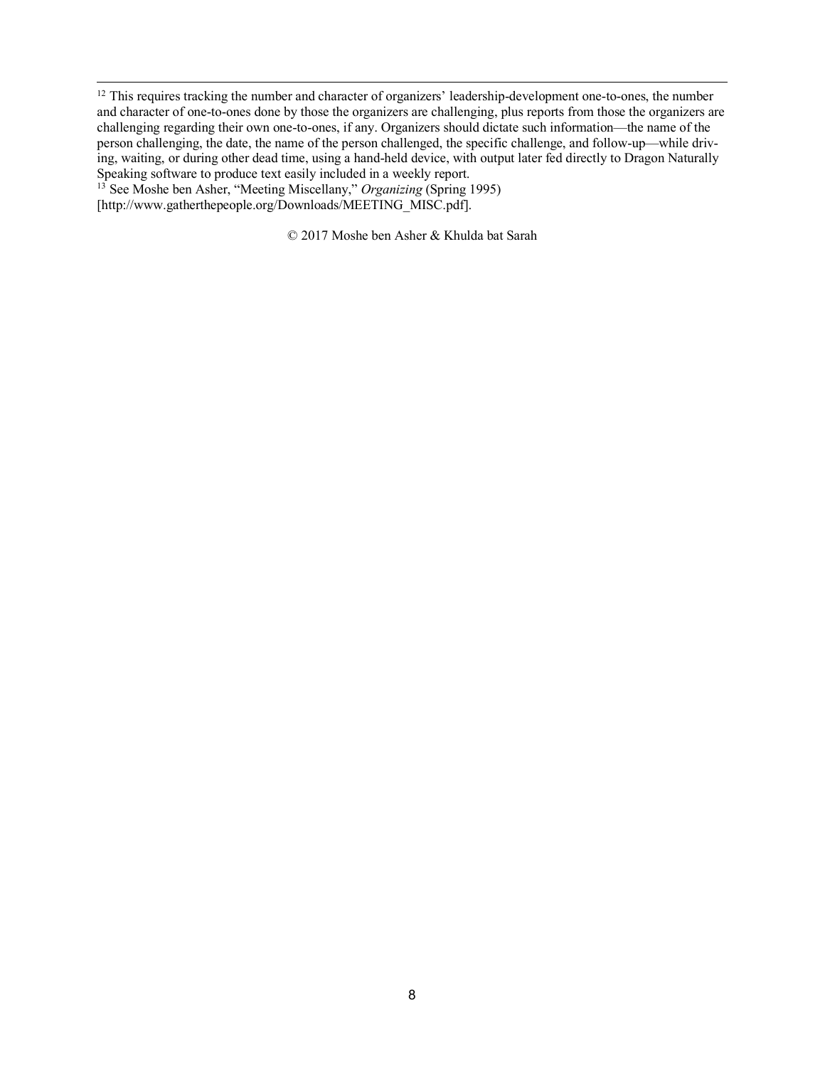[12] This requires tracking the number and character of organizers' leadership-development one-to-ones, the number and character of one-to-ones done by those the organizers are challenging, plus reports from those the organizers are challenging regarding their own one-to-ones, if any. Organizers should dictate such information—the name of the person challenging, the date, the name of the person challenged, the specific challenge, and follow-up—while driving, waiting, or during other dead time, using a hand-held device, with output later fed directly to Dragon Naturally Speaking software to produce text easily included in a weekly report.

[13] See Moshe ben Asher, "Meeting Miscellany," *Organizing* (Spring 1995) [http://www.gatherthepeople.org/Downloads/MEETING_MISC.pdf].

© 2017 Moshe ben Asher & Khulda bat Sarah